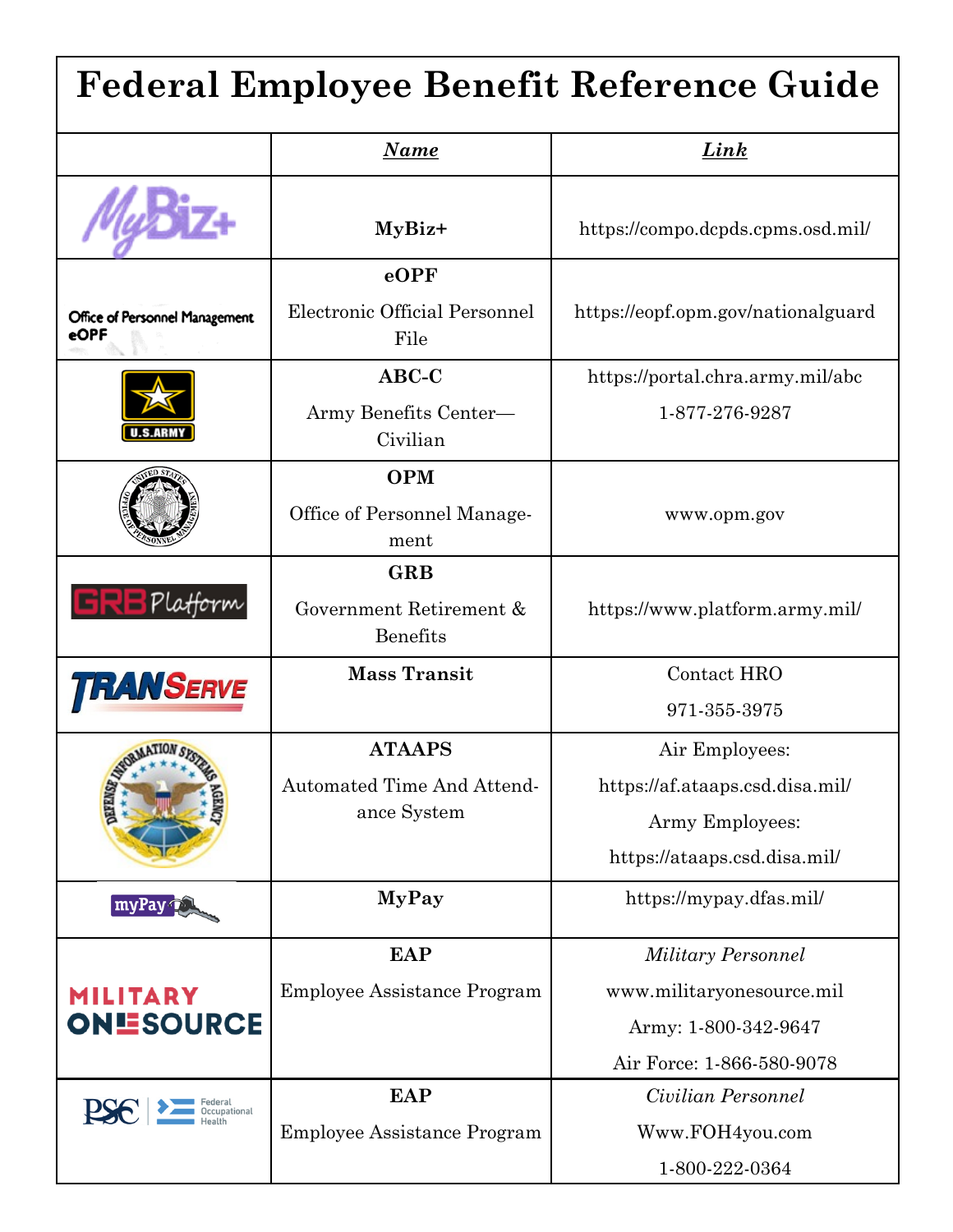# Federal Employee Benefit Reference Guide

| | ***Name*** | ***Link*** |
|---|---|---|
| MyBiz+ | **MyBiz+** | https://compo.dcpds.cpms.osd.mil/ |
| Office of Personnel Management eOPF | **eOPF**<br>Electronic Official Personnel File | https://eopf.opm.gov/nationalguard |
| U.S. ARMY | **ABC-C**<br>Army Benefits Center—Civilian | https://portal.chra.army.mil/abc<br>1-877-276-9287 |
| | **OPM**<br>Office of Personnel Management | www.opm.gov |
| GRB Platform | **GRB**<br>Government Retirement & Benefits | https://www.platform.army.mil/ |
| TRANSERVE | **Mass Transit** | Contact HRO<br>971-355-3975 |
| | **ATAAPS**<br>Automated Time And Attendance System | Air Employees:<br>https://af.ataaps.csd.disa.mil/<br>Army Employees:<br>https://ataaps.csd.disa.mil/ |
| myPay | **MyPay** | https://mypay.dfas.mil/ |
| MILITARY ONESOURCE | **EAP**<br>Employee Assistance Program | *Military Personnel*<br>www.militaryonesource.mil<br>Army: 1-800-342-9647<br>Air Force: 1-866-580-9078 |
| PSC Federal Occupational Health | **EAP**<br>Employee Assistance Program | *Civilian Personnel*<br>Www.FOH4you.com<br>1-800-222-0364 |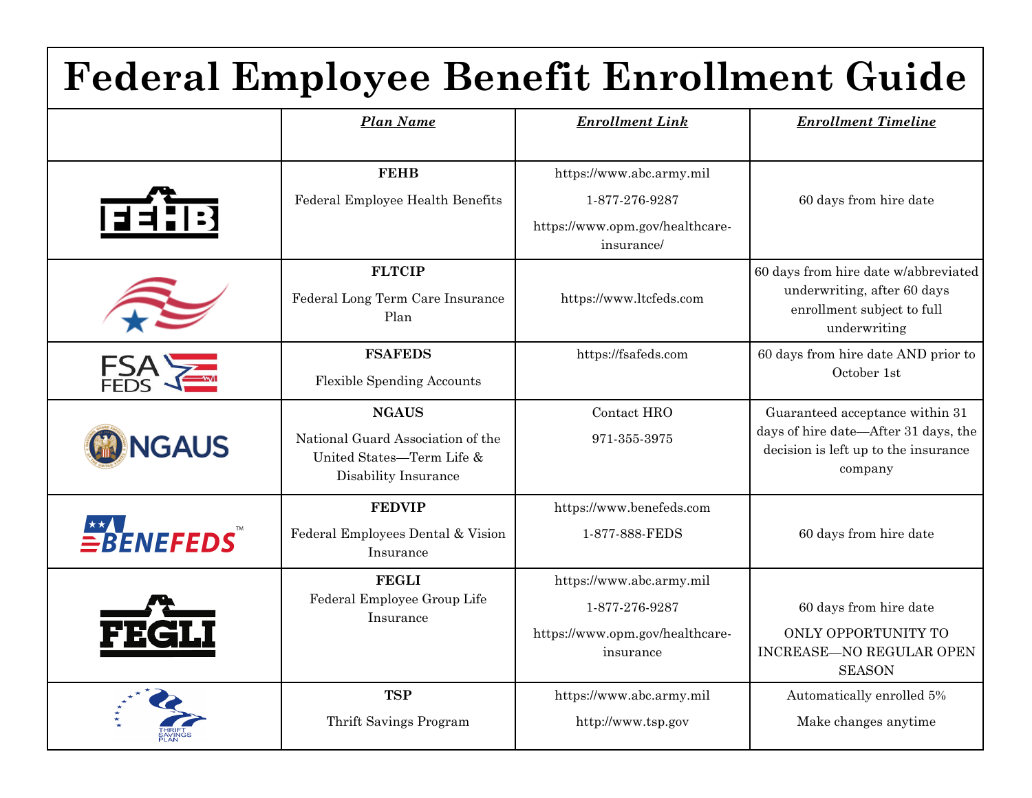# Federal Employee Benefit Enrollment Guide

| | ***Plan Name*** | ***Enrollment Link*** | ***Enrollment Timeline*** |
|---|---|---|---|
| | **FEHB**<br>Federal Employee Health Benefits | https://www.abc.army.mil<br>1-877-276-9287<br>https://www.opm.gov/healthcare-insurance/ | 60 days from hire date |
| | **FLTCIP**<br>Federal Long Term Care Insurance Plan | https://www.ltcfeds.com | 60 days from hire date w/abbreviated underwriting, after 60 days enrollment subject to full underwriting |
| | **FSAFEDS**<br>Flexible Spending Accounts | https://fsafeds.com | 60 days from hire date AND prior to October 1st |
| | **NGAUS**<br>National Guard Association of the United States—Term Life & Disability Insurance | Contact HRO<br>971-355-3975 | Guaranteed acceptance within 31 days of hire date—After 31 days, the decision is left up to the insurance company |
| | **FEDVIP**<br>Federal Employees Dental & Vision Insurance | https://www.benefeds.com<br>1-877-888-FEDS | 60 days from hire date |
| | **FEGLI**<br>Federal Employee Group Life Insurance | https://www.abc.army.mil<br>1-877-276-9287<br>https://www.opm.gov/healthcare-insurance | 60 days from hire date<br>ONLY OPPORTUNITY TO INCREASE—NO REGULAR OPEN SEASON |
| | **TSP**<br>Thrift Savings Program | https://www.abc.army.mil<br>http://www.tsp.gov | Automatically enrolled 5%<br>Make changes anytime |